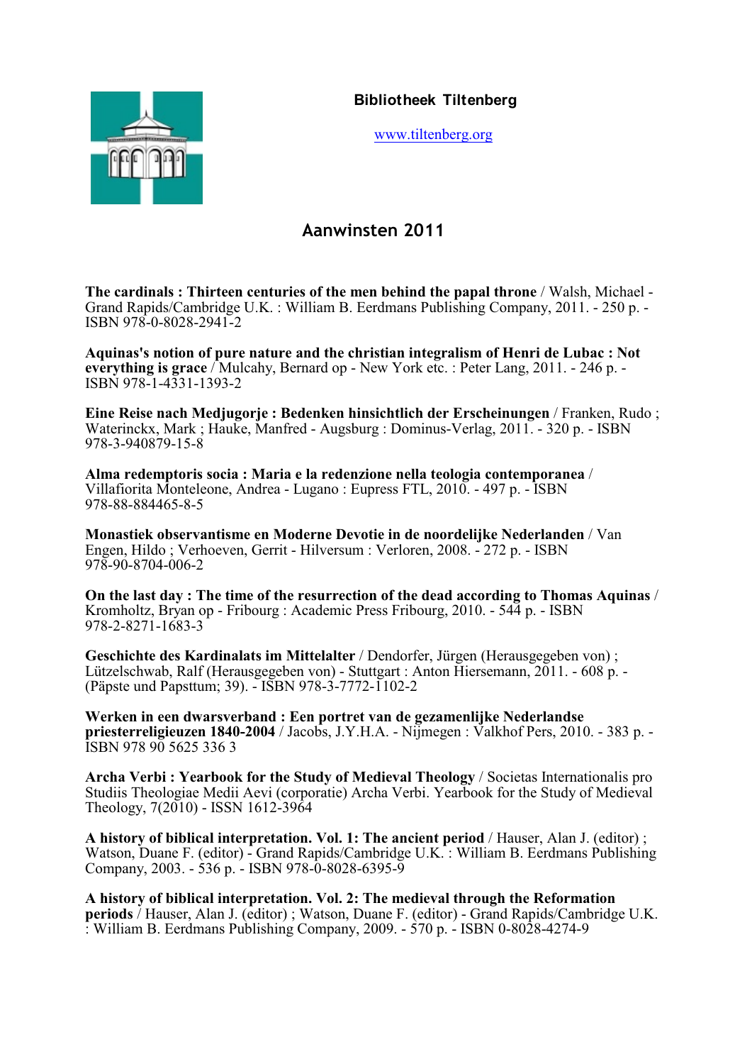**Bibliotheek Tiltenberg**

www.tiltenberg.org

## Aanwinsten 2011

**The cardinals : Thirteen centuries of the men behind the papal throne** / Walsh, Michael - Grand Rapids/Cambridge U.K. : William B. Eerdmans Publishing Company, 2011. - 250 p. - ISBN 978-0-8028-2941-2

**Aquinas's notion of pure nature and the christian integralism of Henri de Lubac : Not everything is grace** / Mulcahy, Bernard op - New York etc. : Peter Lang, 2011. - 246 p. - ISBN 978-1-4331-1393-2

**Eine Reise nach Medjugorje : Bedenken hinsichtlich der Erscheinungen** / Franken, Rudo ; Waterinckx, Mark ; Hauke, Manfred - Augsburg : Dominus-Verlag, 2011. - 320 p. - ISBN 978-3-940879-15-8

**Alma redemptoris socia : Maria e la redenzione nella teologia contemporanea** / Villafiorita Monteleone, Andrea - Lugano : Eupress FTL, 2010. - 497 p. - ISBN 978-88-884465-8-5

**Monastiek observantisme en Moderne Devotie in de noordelijke Nederlanden** / Van Engen, Hildo ; Verhoeven, Gerrit - Hilversum : Verloren, 2008. - 272 p. - ISBN 978-90-8704-006-2

**On the last day : The time of the resurrection of the dead according to Thomas Aquinas** / Kromholtz, Bryan op - Fribourg : Academic Press Fribourg, 2010. - 544 p. - ISBN 978-2-8271-1683-3

**Geschichte des Kardinalats im Mittelalter** / Dendorfer, Jürgen (Herausgegeben von) ; Lützelschwab, Ralf (Herausgegeben von) - Stuttgart : Anton Hiersemann, 2011. - 608 p. - (Päpste und Papsttum; 39). - ISBN 978-3-7772-1102-2

**Werken in een dwarsverband : Een portret van de gezamenlijke Nederlandse priesterreligieuzen 1840-2004** / Jacobs, J.Y.H.A. - Nijmegen : Valkhof Pers, 2010. - 383 p. - ISBN 978 90 5625 336 3

**Archa Verbi : Yearbook for the Study of Medieval Theology** / Societas Internationalis pro Studiis Theologiae Medii Aevi (corporatie) Archa Verbi. Yearbook for the Study of Medieval Theology, 7(2010) - ISSN 1612-3964

**A history of biblical interpretation. Vol. 1: The ancient period** / Hauser, Alan J. (editor) ; Watson, Duane F. (editor) - Grand Rapids/Cambridge U.K. : William B. Eerdmans Publishing Company, 2003. - 536 p. - ISBN 978-0-8028-6395-9

**A history of biblical interpretation. Vol. 2: The medieval through the Reformation periods** / Hauser, Alan J. (editor) ; Watson, Duane F. (editor) - Grand Rapids/Cambridge U.K. : William B. Eerdmans Publishing Company, 2009. - 570 p. - ISBN 0-8028-4274-9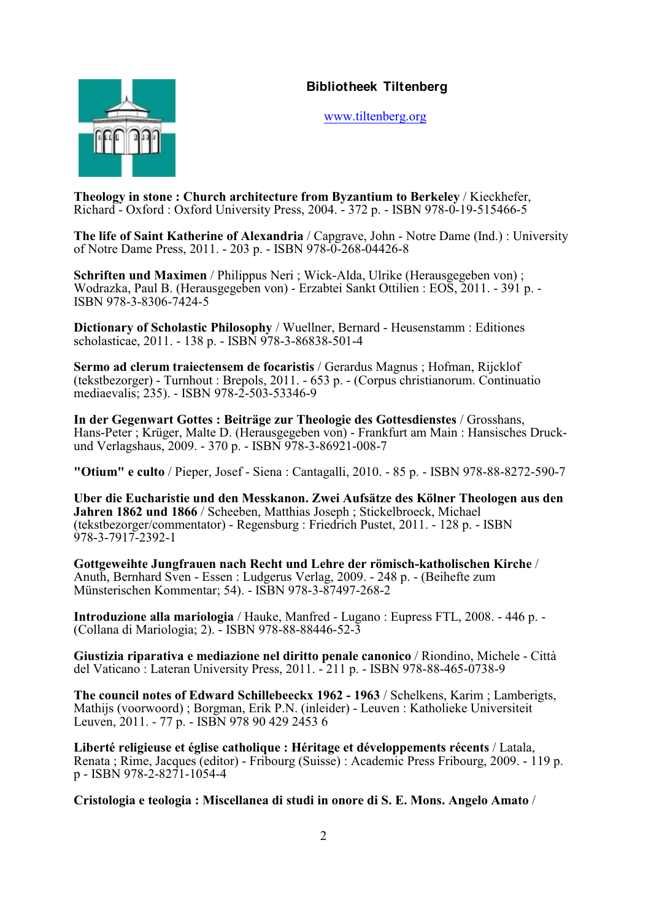**Bibliotheek Tiltenberg**

www.tiltenberg.org

**Theology in stone : Church architecture from Byzantium to Berkeley** / Kieckhefer, Richard - Oxford : Oxford University Press, 2004. - 372 p. - ISBN 978-0-19-515466-5

**The life of Saint Katherine of Alexandria** / Capgrave, John - Notre Dame (Ind.) : University of Notre Dame Press, 2011. - 203 p. - ISBN 978-0-268-04426-8

**Schriften und Maximen** / Philippus Neri ; Wick-Alda, Ulrike (Herausgegeben von) ; Wodrazka, Paul B. (Herausgegeben von) - Erzabtei Sankt Ottilien : EOS, 2011. - 391 p. - ISBN 978-3-8306-7424-5

**Dictionary of Scholastic Philosophy** / Wuellner, Bernard - Heusenstamm : Editiones scholasticae, 2011. - 138 p. - ISBN 978-3-86838-501-4

**Sermo ad clerum traiectensem de focaristis** / Gerardus Magnus ; Hofman, Rijcklof (tekstbezorger) - Turnhout : Brepols, 2011. - 653 p. - (Corpus christianorum. Continuatio mediaevalis; 235). - ISBN 978-2-503-53346-9

**In der Gegenwart Gottes : Beiträge zur Theologie des Gottesdienstes** / Grosshans, Hans-Peter ; Krüger, Malte D. (Herausgegeben von) - Frankfurt am Main : Hansisches Druck- und Verlagshaus, 2009. - 370 p. - ISBN 978-3-86921-008-7

**"Otium" e culto** / Pieper, Josef - Siena : Cantagalli, 2010. - 85 p. - ISBN 978-88-8272-590-7

**Uber die Eucharistie und den Messkanon. Zwei Aufsätze des Kölner Theologen aus den Jahren 1862 und 1866** / Scheeben, Matthias Joseph ; Stickelbroeck, Michael (tekstbezorger/commentator) - Regensburg : Friedrich Pustet, 2011. - 128 p. - ISBN 978-3-7917-2392-1

**Gottgeweihte Jungfrauen nach Recht und Lehre der römisch-katholischen Kirche** / Anuth, Bernhard Sven - Essen : Ludgerus Verlag, 2009. - 248 p. - (Beihefte zum Münsterischen Kommentar; 54). - ISBN 978-3-87497-268-2

**Introduzione alla mariologia** / Hauke, Manfred - Lugano : Eupress FTL, 2008. - 446 p. - (Collana di Mariologia; 2). - ISBN 978-88-88446-52-3

**Giustizia riparativa e mediazione nel diritto penale canonico** / Riondino, Michele - Città del Vaticano : Lateran University Press, 2011. - 211 p. - ISBN 978-88-465-0738-9

**The council notes of Edward Schillebeeckx 1962 - 1963** / Schelkens, Karim ; Lamberigts, Mathijs (voorwoord) ; Borgman, Erik P.N. (inleider) - Leuven : Katholieke Universiteit Leuven, 2011. - 77 p. - ISBN 978 90 429 2453 6

**Liberté religieuse et église catholique : Héritage et développements récents** / Latala, Renata ; Rime, Jacques (editor) - Fribourg (Suisse) : Academic Press Fribourg, 2009. - 119 p. p - ISBN 978-2-8271-1054-4

**Cristologia e teologia : Miscellanea di studi in onore di S. E. Mons. Angelo Amato** /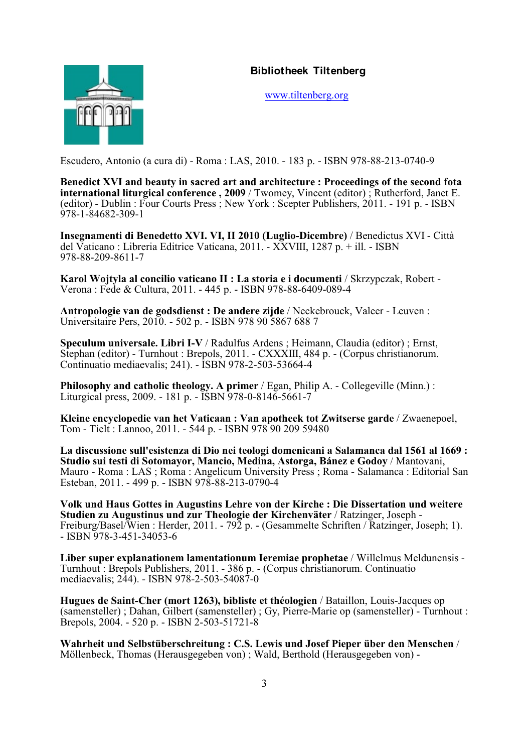**Bibliotheek Tiltenberg**

www.tiltenberg.org

Escudero, Antonio (a cura di) - Roma : LAS, 2010. - 183 p. - ISBN 978-88-213-0740-9

**Benedict XVI and beauty in sacred art and architecture : Proceedings of the second fota international liturgical conference , 2009** / Twomey, Vincent (editor) ; Rutherford, Janet E. (editor) - Dublin : Four Courts Press ; New York : Scepter Publishers, 2011. - 191 p. - ISBN 978-1-84682-309-1

**Insegnamenti di Benedetto XVI. VI, II 2010 (Luglio-Dicembre)** / Benedictus XVI - Città del Vaticano : Libreria Editrice Vaticana, 2011. - XXVIII, 1287 p. + ill. - ISBN 978-88-209-8611-7

**Karol Wojtyla al concilio vaticano II : La storia e i documenti** / Skrzypczak, Robert - Verona : Fede & Cultura, 2011. - 445 p. - ISBN 978-88-6409-089-4

**Antropologie van de godsdienst : De andere zijde** / Neckebrouck, Valeer - Leuven : Universitaire Pers, 2010. - 502 p. - ISBN 978 90 5867 688 7

**Speculum universale. Libri I-V** / Radulfus Ardens ; Heimann, Claudia (editor) ; Ernst, Stephan (editor) - Turnhout : Brepols, 2011. - CXXXIII, 484 p. - (Corpus christianorum. Continuatio mediaevalis; 241). - ISBN 978-2-503-53664-4

**Philosophy and catholic theology. A primer** / Egan, Philip A. - Collegeville (Minn.) : Liturgical press, 2009. - 181 p. - ISBN 978-0-8146-5661-7

**Kleine encyclopedie van het Vaticaan : Van apotheek tot Zwitserse garde** / Zwaenepoel, Tom - Tielt : Lannoo, 2011. - 544 p. - ISBN 978 90 209 59480

**La discussione sull'esistenza di Dio nei teologi domenicani a Salamanca dal 1561 al 1669 : Studio sui testi di Sotomayor, Mancio, Medina, Astorga, Bánez e Godoy** / Mantovani, Mauro - Roma : LAS ; Roma : Angelicum University Press ; Roma - Salamanca : Editorial San Esteban, 2011. - 499 p. - ISBN 978-88-213-0790-4

**Volk und Haus Gottes in Augustins Lehre von der Kirche : Die Dissertation und weitere Studien zu Augustinus und zur Theologie der Kirchenväter** / Ratzinger, Joseph - Freiburg/Basel/Wien : Herder, 2011. - 792 p. - (Gesammelte Schriften / Ratzinger, Joseph; 1). - ISBN 978-3-451-34053-6

**Liber super explanationem lamentationum Ieremiae prophetae** / Willelmus Meldunensis - Turnhout : Brepols Publishers, 2011. - 386 p. - (Corpus christianorum. Continuatio mediaevalis; 244). - ISBN 978-2-503-54087-0

**Hugues de Saint-Cher (mort 1263), bibliste et théologien** / Bataillon, Louis-Jacques op (samensteller) ; Dahan, Gilbert (samensteller) ; Gy, Pierre-Marie op (samensteller) - Turnhout : Brepols, 2004. - 520 p. - ISBN 2-503-51721-8

**Wahrheit und Selbstüberschreitung : C.S. Lewis und Josef Pieper über den Menschen** / Möllenbeck, Thomas (Herausgegeben von) ; Wald, Berthold (Herausgegeben von) -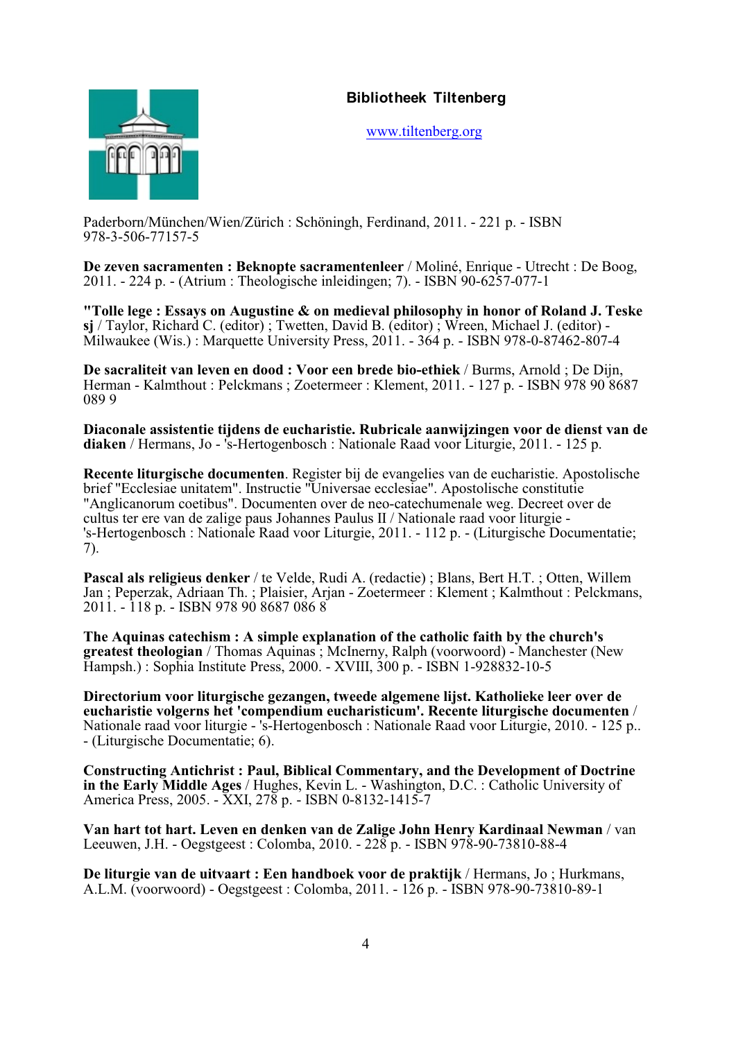**Bibliotheek Tiltenberg**

www.tiltenberg.org

Paderborn/München/Wien/Zürich : Schöningh, Ferdinand, 2011. - 221 p. - ISBN 978-3-506-77157-5

**De zeven sacramenten : Beknopte sacramentenleer** / Moliné, Enrique - Utrecht : De Boog, 2011. - 224 p. - (Atrium : Theologische inleidingen; 7). - ISBN 90-6257-077-1

**"Tolle lege : Essays on Augustine & on medieval philosophy in honor of Roland J. Teske sj** / Taylor, Richard C. (editor) ; Twetten, David B. (editor) ; Wreen, Michael J. (editor) - Milwaukee (Wis.) : Marquette University Press, 2011. - 364 p. - ISBN 978-0-87462-807-4

**De sacraliteit van leven en dood : Voor een brede bio-ethiek** / Burms, Arnold ; De Dijn, Herman - Kalmthout : Pelckmans ; Zoetermeer : Klement, 2011. - 127 p. - ISBN 978 90 8687 089 9

**Diaconale assistentie tijdens de eucharistie. Rubricale aanwijzingen voor de dienst van de diaken** / Hermans, Jo - 's-Hertogenbosch : Nationale Raad voor Liturgie, 2011. - 125 p.

**Recente liturgische documenten**. Register bij de evangelies van de eucharistie. Apostolische brief "Ecclesiae unitatem". Instructie "Universae ecclesiae". Apostolische constitutie "Anglicanorum coetibus". Documenten over de neo-catechumenale weg. Decreet over de cultus ter ere van de zalige paus Johannes Paulus II / Nationale raad voor liturgie - 's-Hertogenbosch : Nationale Raad voor Liturgie, 2011. - 112 p. - (Liturgische Documentatie; 7).

**Pascal als religieus denker** / te Velde, Rudi A. (redactie) ; Blans, Bert H.T. ; Otten, Willem Jan ; Peperzak, Adriaan Th. ; Plaisier, Arjan - Zoetermeer : Klement ; Kalmthout : Pelckmans, 2011. - 118 p. - ISBN 978 90 8687 086 8

**The Aquinas catechism : A simple explanation of the catholic faith by the church's greatest theologian** / Thomas Aquinas ; McInerny, Ralph (voorwoord) - Manchester (New Hampsh.) : Sophia Institute Press, 2000. - XVIII, 300 p. - ISBN 1-928832-10-5

**Directorium voor liturgische gezangen, tweede algemene lijst. Katholieke leer over de eucharistie volgerns het 'compendium eucharisticum'. Recente liturgische documenten** / Nationale raad voor liturgie - 's-Hertogenbosch : Nationale Raad voor Liturgie, 2010. - 125 p.. - (Liturgische Documentatie; 6).

**Constructing Antichrist : Paul, Biblical Commentary, and the Development of Doctrine in the Early Middle Ages** / Hughes, Kevin L. - Washington, D.C. : Catholic University of America Press, 2005. - XXI, 278 p. - ISBN 0-8132-1415-7

**Van hart tot hart. Leven en denken van de Zalige John Henry Kardinaal Newman** / van Leeuwen, J.H. - Oegstgeest : Colomba, 2010. - 228 p. - ISBN 978-90-73810-88-4

**De liturgie van de uitvaart : Een handboek voor de praktijk** / Hermans, Jo ; Hurkmans, A.L.M. (voorwoord) - Oegstgeest : Colomba, 2011. - 126 p. - ISBN 978-90-73810-89-1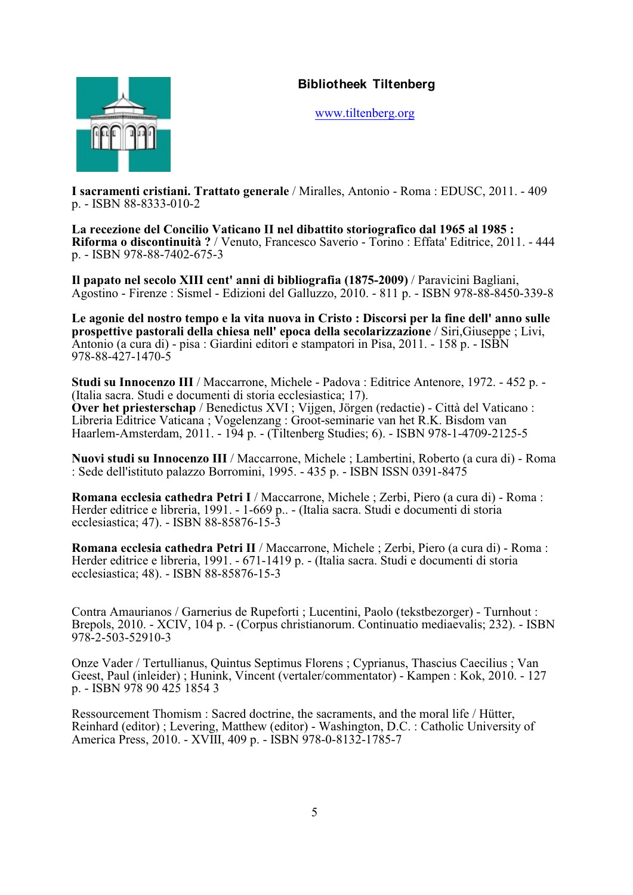**Bibliotheek Tiltenberg**

www.tiltenberg.org

**I sacramenti cristiani. Trattato generale** / Miralles, Antonio - Roma : EDUSC, 2011. - 409 p. - ISBN 88-8333-010-2

**La recezione del Concilio Vaticano II nel dibattito storiografico dal 1965 al 1985 : Riforma o discontinuità ?** / Venuto, Francesco Saverio - Torino : Effata' Editrice, 2011. - 444 p. - ISBN 978-88-7402-675-3

**Il papato nel secolo XIII cent' anni di bibliografia (1875-2009)** / Paravicini Bagliani, Agostino - Firenze : Sismel - Edizioni del Galluzzo, 2010. - 811 p. - ISBN 978-88-8450-339-8

**Le agonie del nostro tempo e la vita nuova in Cristo : Discorsi per la fine dell' anno sulle prospettive pastorali della chiesa nell' epoca della secolarizzazione** / Siri,Giuseppe ; Livi, Antonio (a cura di) - pisa : Giardini editori e stampatori in Pisa, 2011. - 158 p. - ISBN 978-88-427-1470-5

**Studi su Innocenzo III** / Maccarrone, Michele - Padova : Editrice Antenore, 1972. - 452 p. - (Italia sacra. Studi e documenti di storia ecclesiastica; 17).
**Over het priesterschap** / Benedictus XVI ; Vijgen, Jörgen (redactie) - Città del Vaticano : Libreria Editrice Vaticana ; Vogelenzang : Groot-seminarie van het R.K. Bisdom van Haarlem-Amsterdam, 2011. - 194 p. - (Tiltenberg Studies; 6). - ISBN 978-1-4709-2125-5

**Nuovi studi su Innocenzo III** / Maccarrone, Michele ; Lambertini, Roberto (a cura di) - Roma : Sede dell'istituto palazzo Borromini, 1995. - 435 p. - ISBN ISSN 0391-8475

**Romana ecclesia cathedra Petri I** / Maccarrone, Michele ; Zerbi, Piero (a cura di) - Roma : Herder editrice e libreria, 1991. - 1-669 p.. - (Italia sacra. Studi e documenti di storia ecclesiastica; 47). - ISBN 88-85876-15-3

**Romana ecclesia cathedra Petri II** / Maccarrone, Michele ; Zerbi, Piero (a cura di) - Roma : Herder editrice e libreria, 1991. - 671-1419 p. - (Italia sacra. Studi e documenti di storia ecclesiastica; 48). - ISBN 88-85876-15-3

Contra Amaurianos / Garnerius de Rupeforti ; Lucentini, Paolo (tekstbezorger) - Turnhout : Brepols, 2010. - XCIV, 104 p. - (Corpus christianorum. Continuatio mediaevalis; 232). - ISBN 978-2-503-52910-3

Onze Vader / Tertullianus, Quintus Septimus Florens ; Cyprianus, Thascius Caecilius ; Van Geest, Paul (inleider) ; Hunink, Vincent (vertaler/commentator) - Kampen : Kok, 2010. - 127 p. - ISBN 978 90 425 1854 3

Ressourcement Thomism : Sacred doctrine, the sacraments, and the moral life / Hütter, Reinhard (editor) ; Levering, Matthew (editor) - Washington, D.C. : Catholic University of America Press, 2010. - XVIII, 409 p. - ISBN 978-0-8132-1785-7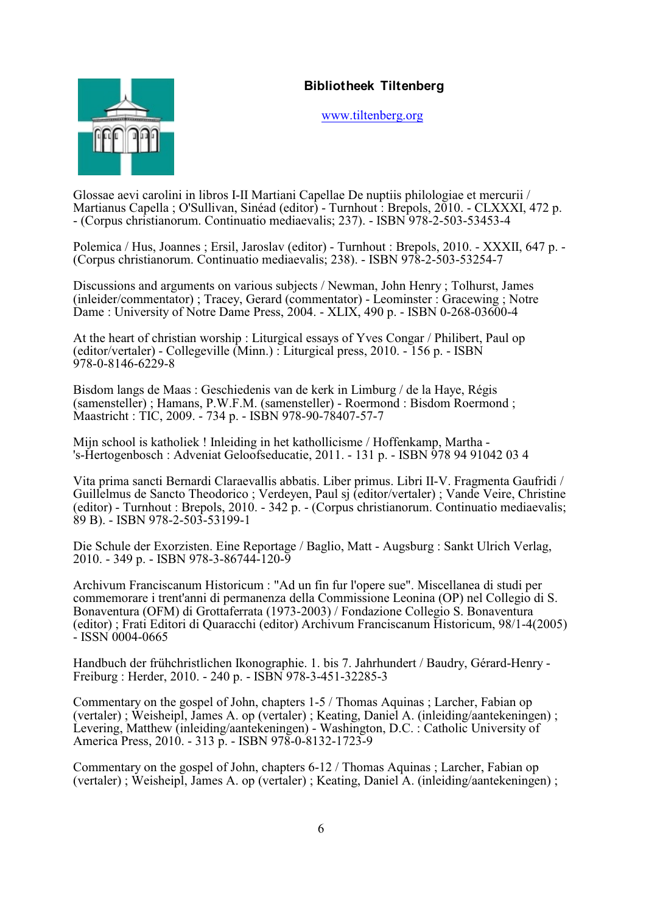**Bibliotheek Tiltenberg**

www.tiltenberg.org

Glossae aevi carolini in libros I-II Martiani Capellae De nuptiis philologiae et mercurii / Martianus Capella ; O'Sullivan, Sinéad (editor) - Turnhout : Brepols, 2010. - CLXXXI, 472 p. - (Corpus christianorum. Continuatio mediaevalis; 237). - ISBN 978-2-503-53453-4

Polemica / Hus, Joannes ; Ersil, Jaroslav (editor) - Turnhout : Brepols, 2010. - XXXII, 647 p. - (Corpus christianorum. Continuatio mediaevalis; 238). - ISBN 978-2-503-53254-7

Discussions and arguments on various subjects / Newman, John Henry ; Tolhurst, James (inleider/commentator) ; Tracey, Gerard (commentator) - Leominster : Gracewing ; Notre Dame : University of Notre Dame Press, 2004. - XLIX, 490 p. - ISBN 0-268-03600-4

At the heart of christian worship : Liturgical essays of Yves Congar / Philibert, Paul op (editor/vertaler) - Collegeville (Minn.) : Liturgical press, 2010. - 156 p. - ISBN 978-0-8146-6229-8

Bisdom langs de Maas : Geschiedenis van de kerk in Limburg / de la Haye, Régis (samensteller) ; Hamans, P.W.F.M. (samensteller) - Roermond : Bisdom Roermond ; Maastricht : TIC, 2009. - 734 p. - ISBN 978-90-78407-57-7

Mijn school is katholiek ! Inleiding in het katholicisme / Hoffenkamp, Martha - 's-Hertogenbosch : Adveniat Geloofseducatie, 2011. - 131 p. - ISBN 978 94 91042 03 4

Vita prima sancti Bernardi Claraevallis abbatis. Liber primus. Libri II-V. Fragmenta Gaufridi / Guillelmus de Sancto Theodorico ; Verdeyen, Paul sj (editor/vertaler) ; Vande Veire, Christine (editor) - Turnhout : Brepols, 2010. - 342 p. - (Corpus christianorum. Continuatio mediaevalis; 89 B). - ISBN 978-2-503-53199-1

Die Schule der Exorzisten. Eine Reportage / Baglio, Matt - Augsburg : Sankt Ulrich Verlag, 2010. - 349 p. - ISBN 978-3-86744-120-9

Archivum Franciscanum Historicum : "Ad un fin fur l'opere sue". Miscellanea di studi per commemorare i trent'anni di permanenza della Commissione Leonina (OP) nel Collegio di S. Bonaventura (OFM) di Grottaferrata (1973-2003) / Fondazione Collegio S. Bonaventura (editor) ; Frati Editori di Quaracchi (editor) Archivum Franciscanum Historicum, 98/1-4(2005) - ISSN 0004-0665

Handbuch der frühchristlichen Ikonographie. 1. bis 7. Jahrhundert / Baudry, Gérard-Henry - Freiburg : Herder, 2010. - 240 p. - ISBN 978-3-451-32285-3

Commentary on the gospel of John, chapters 1-5 / Thomas Aquinas ; Larcher, Fabian op (vertaler) ; Weisheipl, James A. op (vertaler) ; Keating, Daniel A. (inleiding/aantekeningen) ; Levering, Matthew (inleiding/aantekeningen) - Washington, D.C. : Catholic University of America Press, 2010. - 313 p. - ISBN 978-0-8132-1723-9

Commentary on the gospel of John, chapters 6-12 / Thomas Aquinas ; Larcher, Fabian op (vertaler) ; Weisheipl, James A. op (vertaler) ; Keating, Daniel A. (inleiding/aantekeningen) ;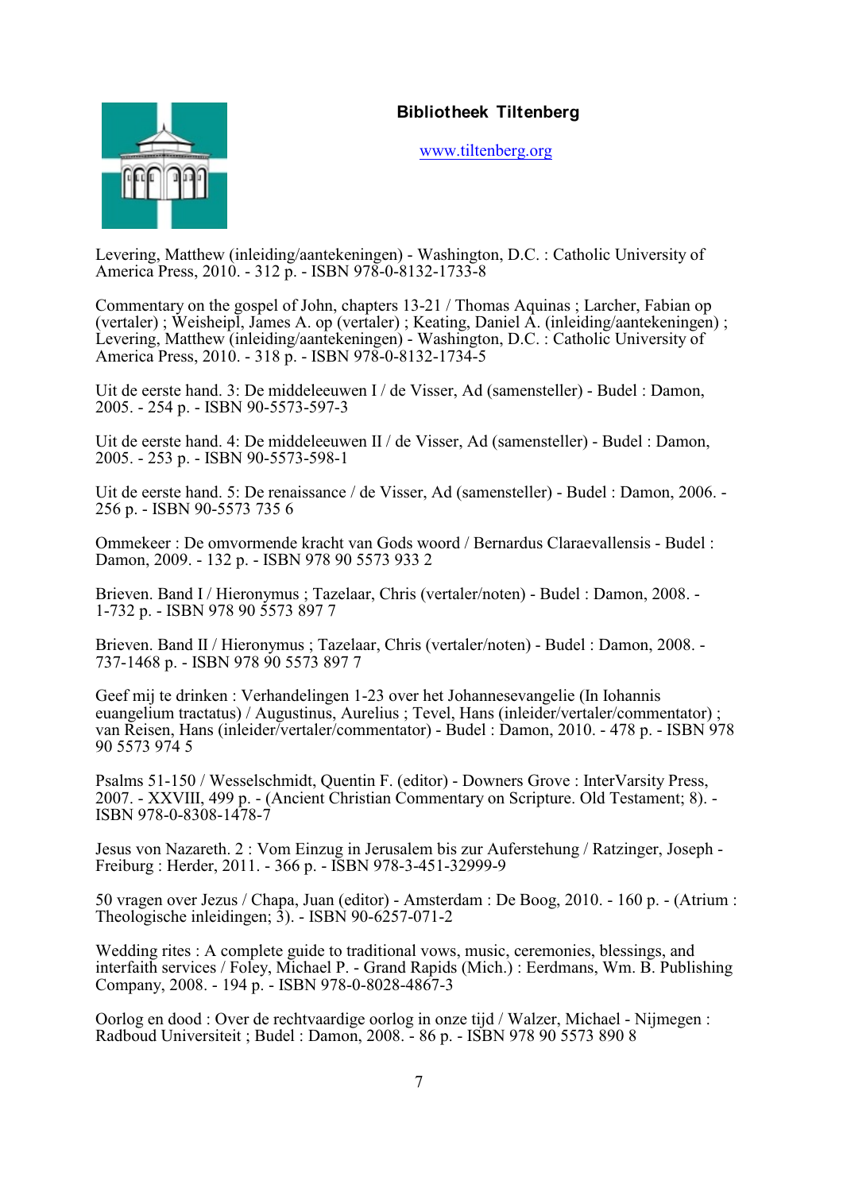**Bibliotheek Tiltenberg**

www.tiltenberg.org

Levering, Matthew (inleiding/aantekeningen) - Washington, D.C. : Catholic University of America Press, 2010. - 312 p. - ISBN 978-0-8132-1733-8

Commentary on the gospel of John, chapters 13-21 / Thomas Aquinas ; Larcher, Fabian op (vertaler) ; Weisheipl, James A. op (vertaler) ; Keating, Daniel A. (inleiding/aantekeningen) ; Levering, Matthew (inleiding/aantekeningen) - Washington, D.C. : Catholic University of America Press, 2010. - 318 p. - ISBN 978-0-8132-1734-5

Uit de eerste hand. 3: De middeleeuwen I / de Visser, Ad (samensteller) - Budel : Damon, 2005. - 254 p. - ISBN 90-5573-597-3

Uit de eerste hand. 4: De middeleeuwen II / de Visser, Ad (samensteller) - Budel : Damon, 2005. - 253 p. - ISBN 90-5573-598-1

Uit de eerste hand. 5: De renaissance / de Visser, Ad (samensteller) - Budel : Damon, 2006. - 256 p. - ISBN 90-5573 735 6

Ommekeer : De omvormende kracht van Gods woord / Bernardus Claraevallensis - Budel : Damon, 2009. - 132 p. - ISBN 978 90 5573 933 2

Brieven. Band I / Hieronymus ; Tazelaar, Chris (vertaler/noten) - Budel : Damon, 2008. - 1-732 p. - ISBN 978 90 5573 897 7

Brieven. Band II / Hieronymus ; Tazelaar, Chris (vertaler/noten) - Budel : Damon, 2008. - 737-1468 p. - ISBN 978 90 5573 897 7

Geef mij te drinken : Verhandelingen 1-23 over het Johannesevangelie (In Iohannis euangelium tractatus) / Augustinus, Aurelius ; Tevel, Hans (inleider/vertaler/commentator) ; van Reisen, Hans (inleider/vertaler/commentator) - Budel : Damon, 2010. - 478 p. - ISBN 978 90 5573 974 5

Psalms 51-150 / Wesselschmidt, Quentin F. (editor) - Downers Grove : InterVarsity Press, 2007. - XXVIII, 499 p. - (Ancient Christian Commentary on Scripture. Old Testament; 8). - ISBN 978-0-8308-1478-7

Jesus von Nazareth. 2 : Vom Einzug in Jerusalem bis zur Auferstehung / Ratzinger, Joseph - Freiburg : Herder, 2011. - 366 p. - ISBN 978-3-451-32999-9

50 vragen over Jezus / Chapa, Juan (editor) - Amsterdam : De Boog, 2010. - 160 p. - (Atrium : Theologische inleidingen; 3). - ISBN 90-6257-071-2

Wedding rites : A complete guide to traditional vows, music, ceremonies, blessings, and interfaith services / Foley, Michael P. - Grand Rapids (Mich.) : Eerdmans, Wm. B. Publishing Company, 2008. - 194 p. - ISBN 978-0-8028-4867-3

Oorlog en dood : Over de rechtvaardige oorlog in onze tijd / Walzer, Michael - Nijmegen : Radboud Universiteit ; Budel : Damon, 2008. - 86 p. - ISBN 978 90 5573 890 8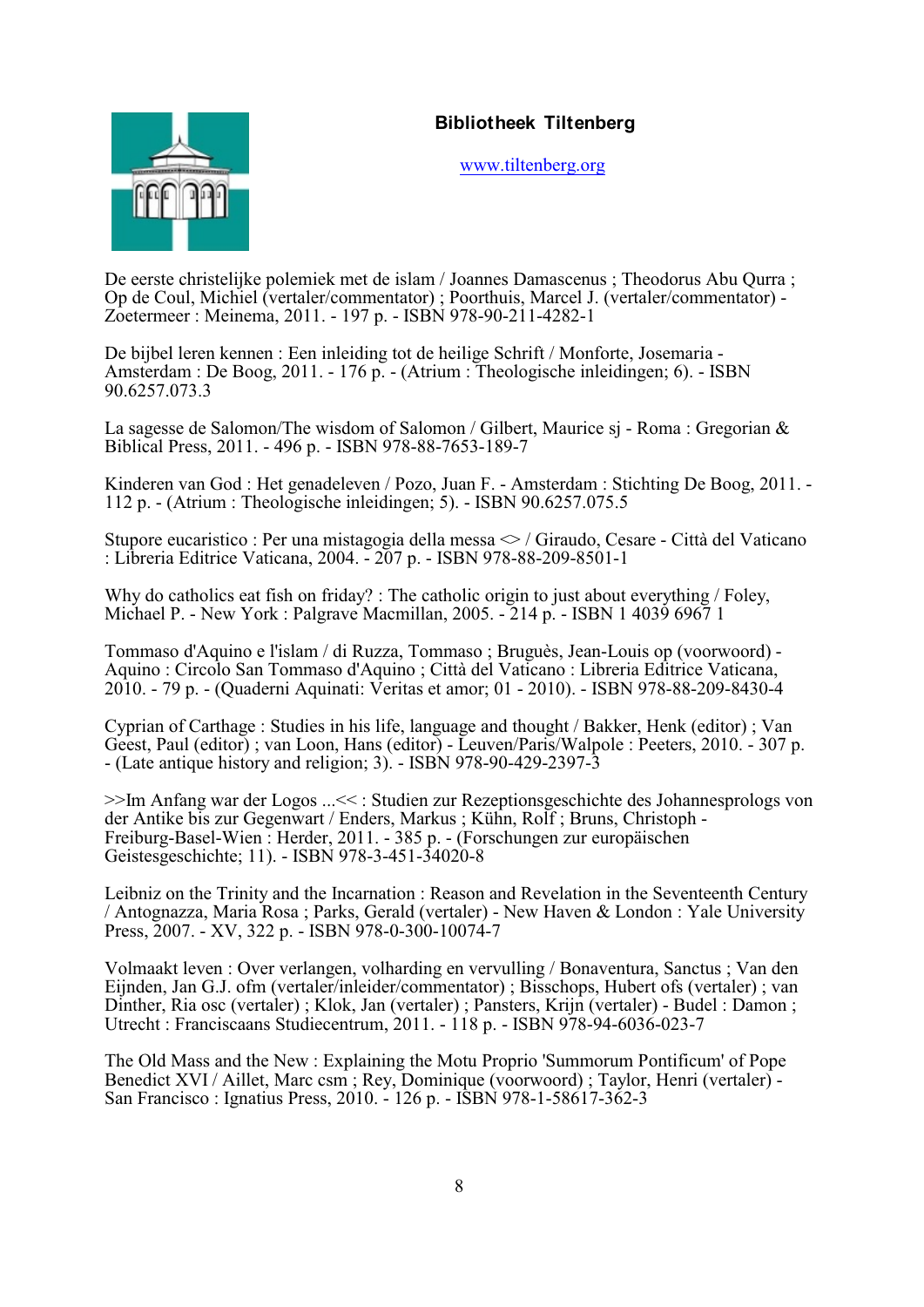**Bibliotheek Tiltenberg**

www.tiltenberg.org

De eerste christelijke polemiek met de islam / Joannes Damascenus ; Theodorus Abu Qurra ; Op de Coul, Michiel (vertaler/commentator) ; Poorthuis, Marcel J. (vertaler/commentator) - Zoetermeer : Meinema, 2011. - 197 p. - ISBN 978-90-211-4282-1

De bijbel leren kennen : Een inleiding tot de heilige Schrift / Monforte, Josemaria - Amsterdam : De Boog, 2011. - 176 p. - (Atrium : Theologische inleidingen; 6). - ISBN 90.6257.073.3

La sagesse de Salomon/The wisdom of Salomon / Gilbert, Maurice sj - Roma : Gregorian & Biblical Press, 2011. - 496 p. - ISBN 978-88-7653-189-7

Kinderen van God : Het genadeleven / Pozo, Juan F. - Amsterdam : Stichting De Boog, 2011. - 112 p. - (Atrium : Theologische inleidingen; 5). - ISBN 90.6257.075.5

Stupore eucaristico : Per una mistagogia della messa <> / Giraudo, Cesare - Città del Vaticano : Libreria Editrice Vaticana, 2004. - 207 p. - ISBN 978-88-209-8501-1

Why do catholics eat fish on friday? : The catholic origin to just about everything / Foley, Michael P. - New York : Palgrave Macmillan, 2005. - 214 p. - ISBN 1 4039 6967 1

Tommaso d'Aquino e l'islam / di Ruzza, Tommaso ; Bruguès, Jean-Louis op (voorwoord) - Aquino : Circolo San Tommaso d'Aquino ; Città del Vaticano : Libreria Editrice Vaticana, 2010. - 79 p. - (Quaderni Aquinati: Veritas et amor; 01 - 2010). - ISBN 978-88-209-8430-4

Cyprian of Carthage : Studies in his life, language and thought / Bakker, Henk (editor) ; Van Geest, Paul (editor) ; van Loon, Hans (editor) - Leuven/Paris/Walpole : Peeters, 2010. - 307 p. - (Late antique history and religion; 3). - ISBN 978-90-429-2397-3

>>Im Anfang war der Logos ...<< : Studien zur Rezeptionsgeschichte des Johannesprologs von der Antike bis zur Gegenwart / Enders, Markus ; Kühn, Rolf ; Bruns, Christoph - Freiburg-Basel-Wien : Herder, 2011. - 385 p. - (Forschungen zur europäischen Geistesgeschichte; 11). - ISBN 978-3-451-34020-8

Leibniz on the Trinity and the Incarnation : Reason and Revelation in the Seventeenth Century / Antognazza, Maria Rosa ; Parks, Gerald (vertaler) - New Haven & London : Yale University Press, 2007. - XV, 322 p. - ISBN 978-0-300-10074-7

Volmaakt leven : Over verlangen, volharding en vervulling / Bonaventura, Sanctus ; Van den Eijnden, Jan G.J. ofm (vertaler/inleider/commentator) ; Bisschops, Hubert ofs (vertaler) ; van Dinther, Ria osc (vertaler) ; Klok, Jan (vertaler) ; Pansters, Krijn (vertaler) - Budel : Damon ; Utrecht : Franciscaans Studiecentrum, 2011. - 118 p. - ISBN 978-94-6036-023-7

The Old Mass and the New : Explaining the Motu Proprio 'Summorum Pontificum' of Pope Benedict XVI / Aillet, Marc csm ; Rey, Dominique (voorwoord) ; Taylor, Henri (vertaler) - San Francisco : Ignatius Press, 2010. - 126 p. - ISBN 978-1-58617-362-3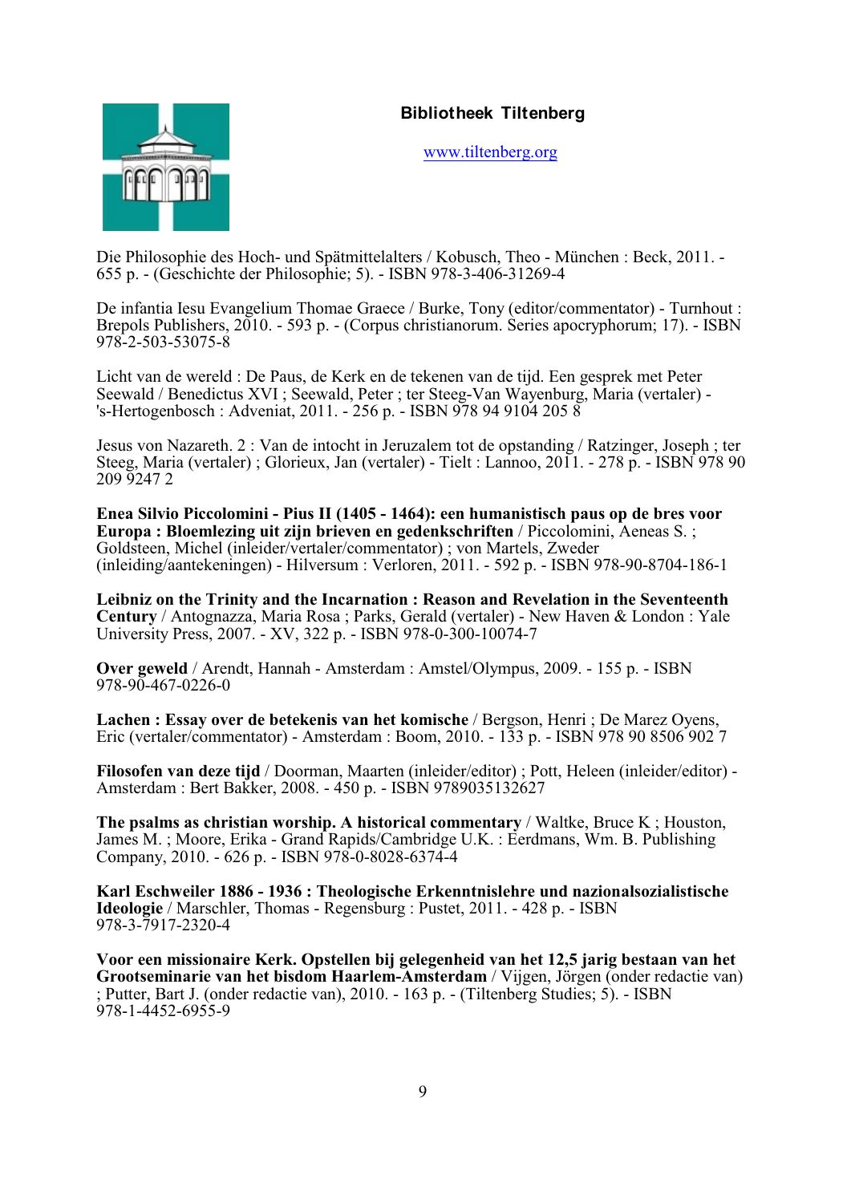**Bibliotheek Tiltenberg**

www.tiltenberg.org

Die Philosophie des Hoch- und Spätmittelalters / Kobusch, Theo - München : Beck, 2011. - 655 p. - (Geschichte der Philosophie; 5). - ISBN 978-3-406-31269-4

De infantia Iesu Evangelium Thomae Graece / Burke, Tony (editor/commentator) - Turnhout : Brepols Publishers, 2010. - 593 p. - (Corpus christianorum. Series apocryphorum; 17). - ISBN 978-2-503-53075-8

Licht van de wereld : De Paus, de Kerk en de tekenen van de tijd. Een gesprek met Peter Seewald / Benedictus XVI ; Seewald, Peter ; ter Steeg-Van Wayenburg, Maria (vertaler) - 's-Hertogenbosch : Adveniat, 2011. - 256 p. - ISBN 978 94 9104 205 8

Jesus von Nazareth. 2 : Van de intocht in Jeruzalem tot de opstanding / Ratzinger, Joseph ; ter Steeg, Maria (vertaler) ; Glorieux, Jan (vertaler) - Tielt : Lannoo, 2011. - 278 p. - ISBN 978 90 209 9247 2

**Enea Silvio Piccolomini - Pius II (1405 - 1464): een humanistisch paus op de bres voor Europa : Bloemlezing uit zijn brieven en gedenkschriften** / Piccolomini, Aeneas S. ; Goldsteen, Michel (inleider/vertaler/commentator) ; von Martels, Zweder (inleiding/aantekeningen) - Hilversum : Verloren, 2011. - 592 p. - ISBN 978-90-8704-186-1

**Leibniz on the Trinity and the Incarnation : Reason and Revelation in the Seventeenth Century** / Antognazza, Maria Rosa ; Parks, Gerald (vertaler) - New Haven & London : Yale University Press, 2007. - XV, 322 p. - ISBN 978-0-300-10074-7

**Over geweld** / Arendt, Hannah - Amsterdam : Amstel/Olympus, 2009. - 155 p. - ISBN 978-90-467-0226-0

**Lachen : Essay over de betekenis van het komische** / Bergson, Henri ; De Marez Oyens, Eric (vertaler/commentator) - Amsterdam : Boom, 2010. - 133 p. - ISBN 978 90 8506 902 7

**Filosofen van deze tijd** / Doorman, Maarten (inleider/editor) ; Pott, Heleen (inleider/editor) - Amsterdam : Bert Bakker, 2008. - 450 p. - ISBN 9789035132627

**The psalms as christian worship. A historical commentary** / Waltke, Bruce K ; Houston, James M. ; Moore, Erika - Grand Rapids/Cambridge U.K. : Eerdmans, Wm. B. Publishing Company, 2010. - 626 p. - ISBN 978-0-8028-6374-4

**Karl Eschweiler 1886 - 1936 : Theologische Erkenntnislehre und nazionalsozialistische Ideologie** / Marschler, Thomas - Regensburg : Pustet, 2011. - 428 p. - ISBN 978-3-7917-2320-4

**Voor een missionaire Kerk. Opstellen bij gelegenheid van het 12,5 jarig bestaan van het Grootseminarie van het bisdom Haarlem-Amsterdam** / Vijgen, Jörgen (onder redactie van) ; Putter, Bart J. (onder redactie van), 2010. - 163 p. - (Tiltenberg Studies; 5). - ISBN 978-1-4452-6955-9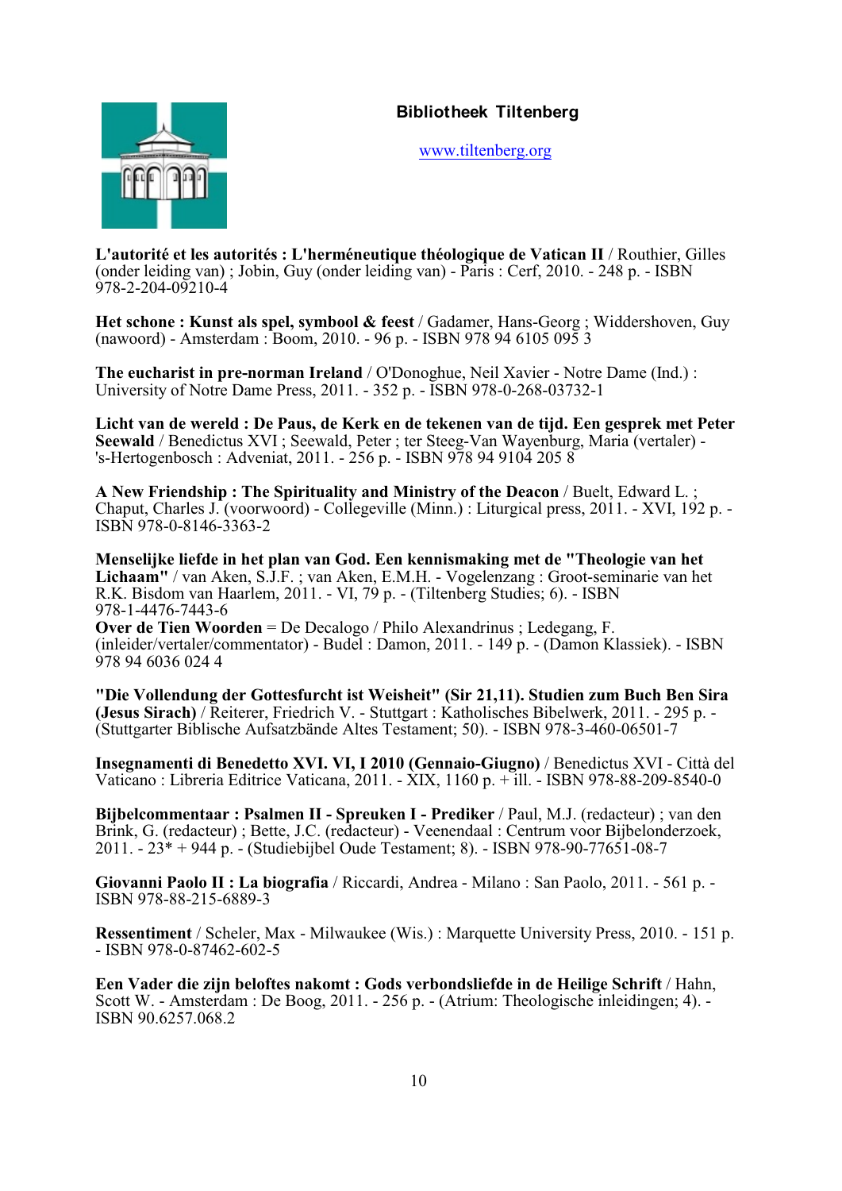**Bibliotheek Tiltenberg**

www.tiltenberg.org

**L'autorité et les autorités : L'herméneutique théologique de Vatican II** / Routhier, Gilles (onder leiding van) ; Jobin, Guy (onder leiding van) - Paris : Cerf, 2010. - 248 p. - ISBN 978-2-204-09210-4

**Het schone : Kunst als spel, symbool & feest** / Gadamer, Hans-Georg ; Widdershoven, Guy (nawoord) - Amsterdam : Boom, 2010. - 96 p. - ISBN 978 94 6105 095 3

**The eucharist in pre-norman Ireland** / O'Donoghue, Neil Xavier - Notre Dame (Ind.) : University of Notre Dame Press, 2011. - 352 p. - ISBN 978-0-268-03732-1

**Licht van de wereld : De Paus, de Kerk en de tekenen van de tijd. Een gesprek met Peter Seewald** / Benedictus XVI ; Seewald, Peter ; ter Steeg-Van Wayenburg, Maria (vertaler) - 's-Hertogenbosch : Adveniat, 2011. - 256 p. - ISBN 978 94 9104 205 8

**A New Friendship : The Spirituality and Ministry of the Deacon** / Buelt, Edward L. ; Chaput, Charles J. (voorwoord) - Collegeville (Minn.) : Liturgical press, 2011. - XVI, 192 p. - ISBN 978-0-8146-3363-2

**Menselijke liefde in het plan van God. Een kennismaking met de "Theologie van het Lichaam"** / van Aken, S.J.F. ; van Aken, E.M.H. - Vogelenzang : Groot-seminarie van het R.K. Bisdom van Haarlem, 2011. - VI, 79 p. - (Tiltenberg Studies; 6). - ISBN 978-1-4476-7443-6

**Over de Tien Woorden** = De Decalogo / Philo Alexandrinus ; Ledegang, F. (inleider/vertaler/commentator) - Budel : Damon, 2011. - 149 p. - (Damon Klassiek). - ISBN 978 94 6036 024 4

**"Die Vollendung der Gottesfurcht ist Weisheit" (Sir 21,11). Studien zum Buch Ben Sira (Jesus Sirach)** / Reiterer, Friedrich V. - Stuttgart : Katholisches Bibelwerk, 2011. - 295 p. - (Stuttgarter Biblische Aufsatzbände Altes Testament; 50). - ISBN 978-3-460-06501-7

**Insegnamenti di Benedetto XVI. VI, I 2010 (Gennaio-Giugno)** / Benedictus XVI - Città del Vaticano : Libreria Editrice Vaticana, 2011. - XIX, 1160 p. + ill. - ISBN 978-88-209-8540-0

**Bijbelcommentaar : Psalmen II - Spreuken I - Prediker** / Paul, M.J. (redacteur) ; van den Brink, G. (redacteur) ; Bette, J.C. (redacteur) - Veenendaal : Centrum voor Bijbelonderzoek, 2011. - 23* + 944 p. - (Studiebijbel Oude Testament; 8). - ISBN 978-90-77651-08-7

**Giovanni Paolo II : La biografia** / Riccardi, Andrea - Milano : San Paolo, 2011. - 561 p. - ISBN 978-88-215-6889-3

**Ressentiment** / Scheler, Max - Milwaukee (Wis.) : Marquette University Press, 2010. - 151 p. - ISBN 978-0-87462-602-5

**Een Vader die zijn beloftes nakomt : Gods verbondsliefde in de Heilige Schrift** / Hahn, Scott W. - Amsterdam : De Boog, 2011. - 256 p. - (Atrium: Theologische inleidingen; 4). - ISBN 90.6257.068.2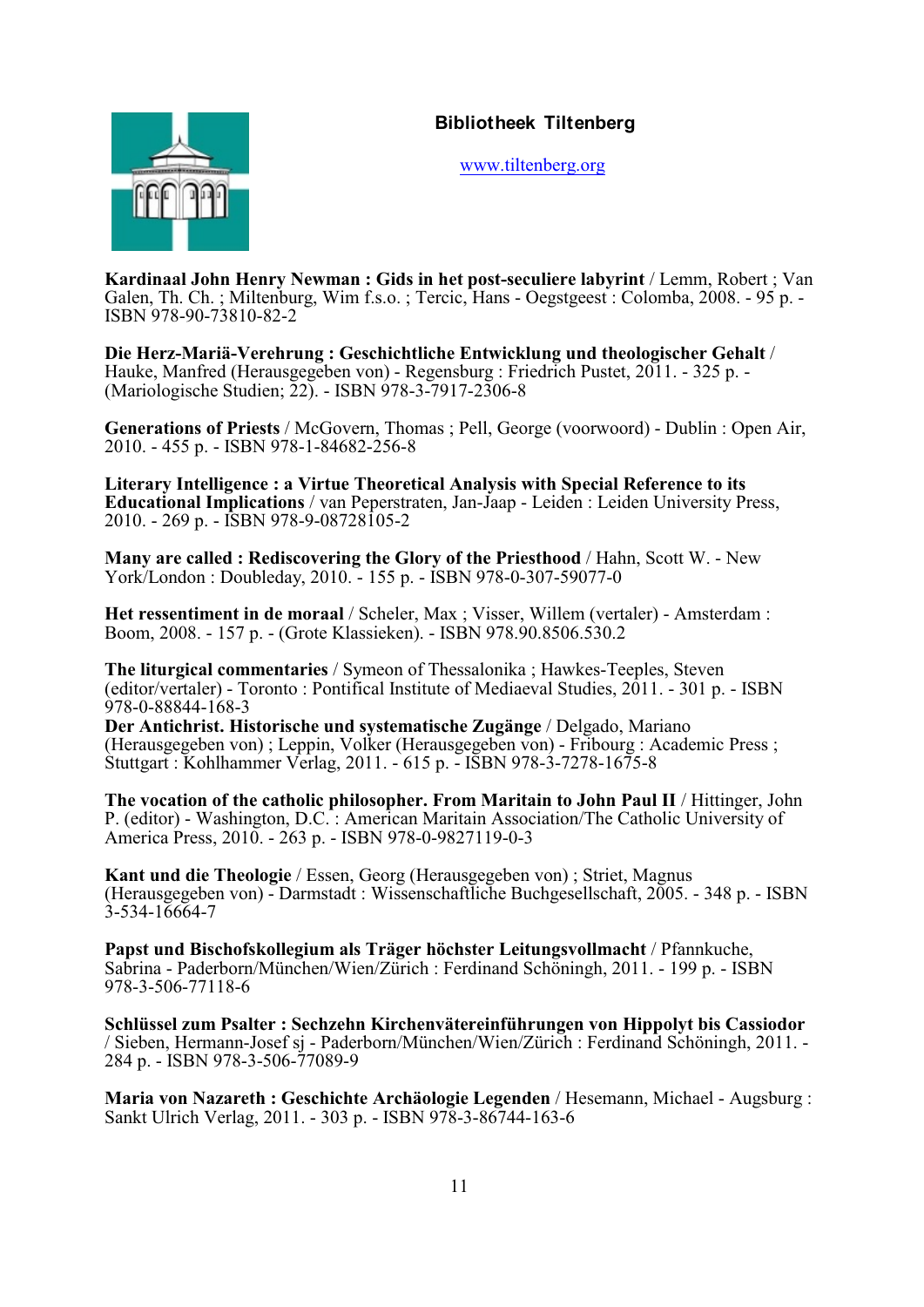**Bibliotheek Tiltenberg**

www.tiltenberg.org

**Kardinaal John Henry Newman : Gids in het post-seculiere labyrint** / Lemm, Robert ; Van Galen, Th. Ch. ; Miltenburg, Wim f.s.o. ; Tercic, Hans - Oegstgeest : Colomba, 2008. - 95 p. - ISBN 978-90-73810-82-2

**Die Herz-Mariä-Verehrung : Geschichtliche Entwicklung und theologischer Gehalt** / Hauke, Manfred (Herausgegeben von) - Regensburg : Friedrich Pustet, 2011. - 325 p. - (Mariologische Studien; 22). - ISBN 978-3-7917-2306-8

**Generations of Priests** / McGovern, Thomas ; Pell, George (voorwoord) - Dublin : Open Air, 2010. - 455 p. - ISBN 978-1-84682-256-8

**Literary Intelligence : a Virtue Theoretical Analysis with Special Reference to its Educational Implications** / van Peperstraten, Jan-Jaap - Leiden : Leiden University Press, 2010. - 269 p. - ISBN 978-9-08728105-2

**Many are called : Rediscovering the Glory of the Priesthood** / Hahn, Scott W. - New York/London : Doubleday, 2010. - 155 p. - ISBN 978-0-307-59077-0

**Het ressentiment in de moraal** / Scheler, Max ; Visser, Willem (vertaler) - Amsterdam : Boom, 2008. - 157 p. - (Grote Klassieken). - ISBN 978.90.8506.530.2

**The liturgical commentaries** / Symeon of Thessalonika ; Hawkes-Teeples, Steven (editor/vertaler) - Toronto : Pontifical Institute of Mediaeval Studies, 2011. - 301 p. - ISBN 978-0-88844-168-3

**Der Antichrist. Historische und systematische Zugänge** / Delgado, Mariano (Herausgegeben von) ; Leppin, Volker (Herausgegeben von) - Fribourg : Academic Press ; Stuttgart : Kohlhammer Verlag, 2011. - 615 p. - ISBN 978-3-7278-1675-8

**The vocation of the catholic philosopher. From Maritain to John Paul II** / Hittinger, John P. (editor) - Washington, D.C. : American Maritain Association/The Catholic University of America Press, 2010. - 263 p. - ISBN 978-0-9827119-0-3

**Kant und die Theologie** / Essen, Georg (Herausgegeben von) ; Striet, Magnus (Herausgegeben von) - Darmstadt : Wissenschaftliche Buchgesellschaft, 2005. - 348 p. - ISBN 3-534-16664-7

**Papst und Bischofskollegium als Träger höchster Leitungsvollmacht** / Pfannkuche, Sabrina - Paderborn/München/Wien/Zürich : Ferdinand Schöningh, 2011. - 199 p. - ISBN 978-3-506-77118-6

**Schlüssel zum Psalter : Sechzehn Kirchenvätereinführungen von Hippolyt bis Cassiodor** / Sieben, Hermann-Josef sj - Paderborn/München/Wien/Zürich : Ferdinand Schöningh, 2011. - 284 p. - ISBN 978-3-506-77089-9

**Maria von Nazareth : Geschichte Archäologie Legenden** / Hesemann, Michael - Augsburg : Sankt Ulrich Verlag, 2011. - 303 p. - ISBN 978-3-86744-163-6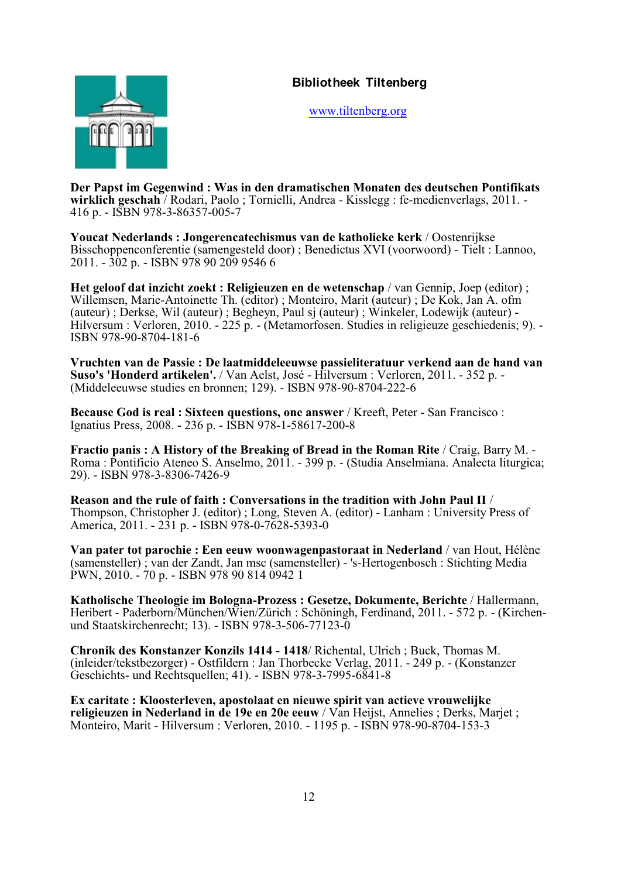**Bibliotheek Tiltenberg**

www.tiltenberg.org

**Der Papst im Gegenwind : Was in den dramatischen Monaten des deutschen Pontifikats wirklich geschah** / Rodari, Paolo ; Tornielli, Andrea - Kisslegg : fe-medienverlags, 2011. - 416 p. - ISBN 978-3-86357-005-7

**Youcat Nederlands : Jongerencatechismus van de katholieke kerk** / Oostenrijkse Bisschoppenconferentie (samengesteld door) ; Benedictus XVI (voorwoord) - Tielt : Lannoo, 2011. - 302 p. - ISBN 978 90 209 9546 6

**Het geloof dat inzicht zoekt : Religieuzen en de wetenschap** / van Gennip, Joep (editor) ; Willemsen, Marie-Antoinette Th. (editor) ; Monteiro, Marit (auteur) ; De Kok, Jan A. ofm (auteur) ; Derkse, Wil (auteur) ; Begheyn, Paul sj (auteur) ; Winkeler, Lodewijk (auteur) - Hilversum : Verloren, 2010. - 225 p. - (Metamorfosen. Studies in religieuze geschiedenis; 9). - ISBN 978-90-8704-181-6

**Vruchten van de Passie : De laatmiddeleeuwse passieliteratuur verkend aan de hand van Suso's 'Honderd artikelen'.** / Van Aelst, José - Hilversum : Verloren, 2011. - 352 p. - (Middeleeuwse studies en bronnen; 129). - ISBN 978-90-8704-222-6

**Because God is real : Sixteen questions, one answer** / Kreeft, Peter - San Francisco : Ignatius Press, 2008. - 236 p. - ISBN 978-1-58617-200-8

**Fractio panis : A History of the Breaking of Bread in the Roman Rite** / Craig, Barry M. - Roma : Pontificio Ateneo S. Anselmo, 2011. - 399 p. - (Studia Anselmiana. Analecta liturgica; 29). - ISBN 978-3-8306-7426-9

**Reason and the rule of faith : Conversations in the tradition with John Paul II** / Thompson, Christopher J. (editor) ; Long, Steven A. (editor) - Lanham : University Press of America, 2011. - 231 p. - ISBN 978-0-7628-5393-0

**Van pater tot parochie : Een eeuw woonwagenpastoraat in Nederland** / van Hout, Hélène (samensteller) ; van der Zandt, Jan msc (samensteller) - 's-Hertogenbosch : Stichting Media PWN, 2010. - 70 p. - ISBN 978 90 814 0942 1

**Katholische Theologie im Bologna-Prozess : Gesetze, Dokumente, Berichte** / Hallermann, Heribert - Paderborn/München/Wien/Zürich : Schöningh, Ferdinand, 2011. - 572 p. - (Kirchen- und Staatskirchenrecht; 13). - ISBN 978-3-506-77123-0

**Chronik des Konstanzer Konzils 1414 - 1418**/ Richental, Ulrich ; Buck, Thomas M. (inleider/tekstbezorger) - Ostfildern : Jan Thorbecke Verlag, 2011. - 249 p. - (Konstanzer Geschichts- und Rechtsquellen; 41). - ISBN 978-3-7995-6841-8

**Ex caritate : Kloosterleven, apostolaat en nieuwe spirit van actieve vrouwelijke religieuzen in Nederland in de 19e en 20e eeuw** / Van Heijst, Annelies ; Derks, Marjet ; Monteiro, Marit - Hilversum : Verloren, 2010. - 1195 p. - ISBN 978-90-8704-153-3